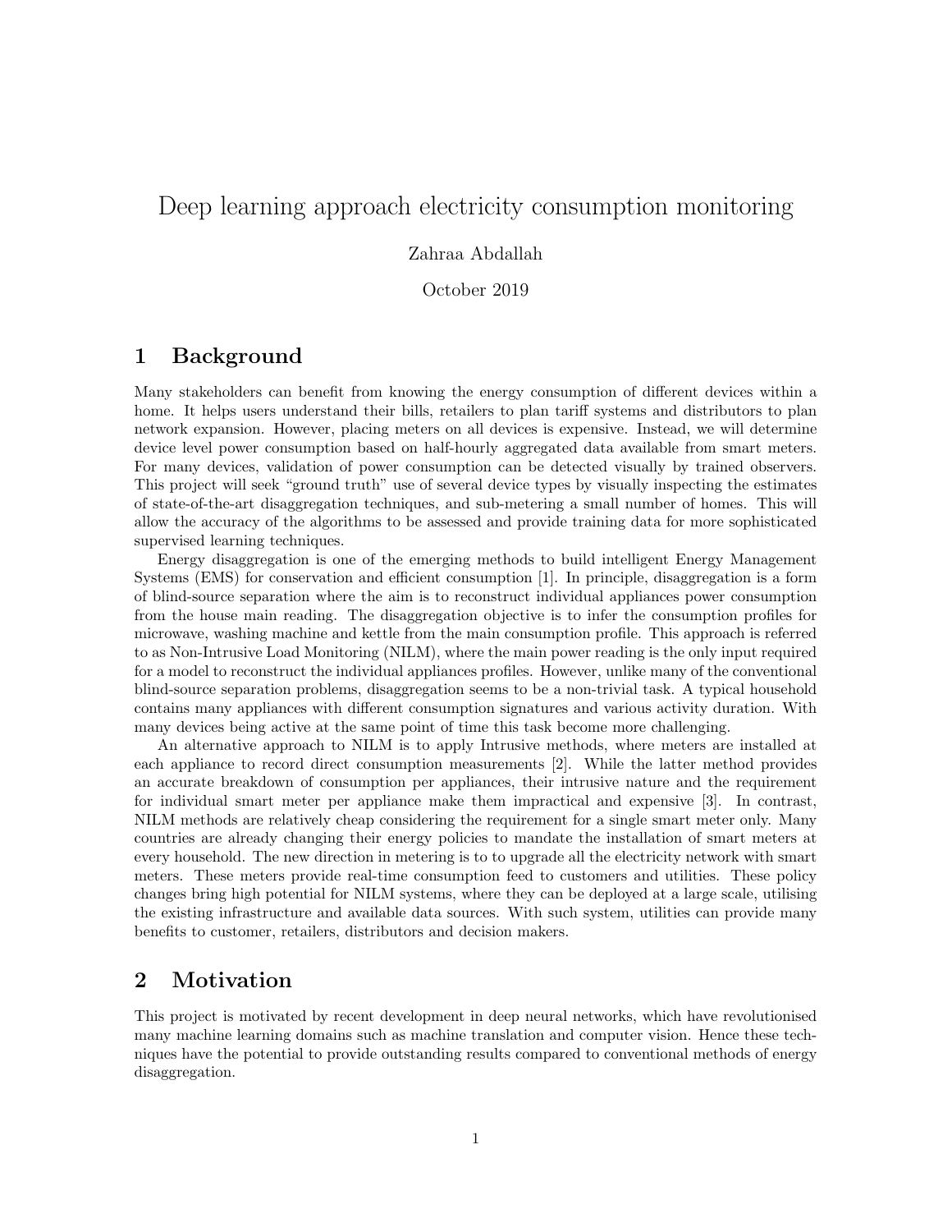# Deep learning approach electricity consumption monitoring

Zahraa Abdallah

October 2019

## 1 Background

Many stakeholders can benefit from knowing the energy consumption of different devices within a home. It helps users understand their bills, retailers to plan tariff systems and distributors to plan network expansion. However, placing meters on all devices is expensive. Instead, we will determine device level power consumption based on half-hourly aggregated data available from smart meters. For many devices, validation of power consumption can be detected visually by trained observers. This project will seek "ground truth" use of several device types by visually inspecting the estimates of state-of-the-art disaggregation techniques, and sub-metering a small number of homes. This will allow the accuracy of the algorithms to be assessed and provide training data for more sophisticated supervised learning techniques.

Energy disaggregation is one of the emerging methods to build intelligent Energy Management Systems (EMS) for conservation and efficient consumption [1]. In principle, disaggregation is a form of blind-source separation where the aim is to reconstruct individual appliances power consumption from the house main reading. The disaggregation objective is to infer the consumption profiles for microwave, washing machine and kettle from the main consumption profile. This approach is referred to as Non-Intrusive Load Monitoring (NILM), where the main power reading is the only input required for a model to reconstruct the individual appliances profiles. However, unlike many of the conventional blind-source separation problems, disaggregation seems to be a non-trivial task. A typical household contains many appliances with different consumption signatures and various activity duration. With many devices being active at the same point of time this task become more challenging.

An alternative approach to NILM is to apply Intrusive methods, where meters are installed at each appliance to record direct consumption measurements [2]. While the latter method provides an accurate breakdown of consumption per appliances, their intrusive nature and the requirement for individual smart meter per appliance make them impractical and expensive [3]. In contrast, NILM methods are relatively cheap considering the requirement for a single smart meter only. Many countries are already changing their energy policies to mandate the installation of smart meters at every household. The new direction in metering is to to upgrade all the electricity network with smart meters. These meters provide real-time consumption feed to customers and utilities. These policy changes bring high potential for NILM systems, where they can be deployed at a large scale, utilising the existing infrastructure and available data sources. With such system, utilities can provide many benefits to customer, retailers, distributors and decision makers.

## 2 Motivation

This project is motivated by recent development in deep neural networks, which have revolutionised many machine learning domains such as machine translation and computer vision. Hence these techniques have the potential to provide outstanding results compared to conventional methods of energy disaggregation.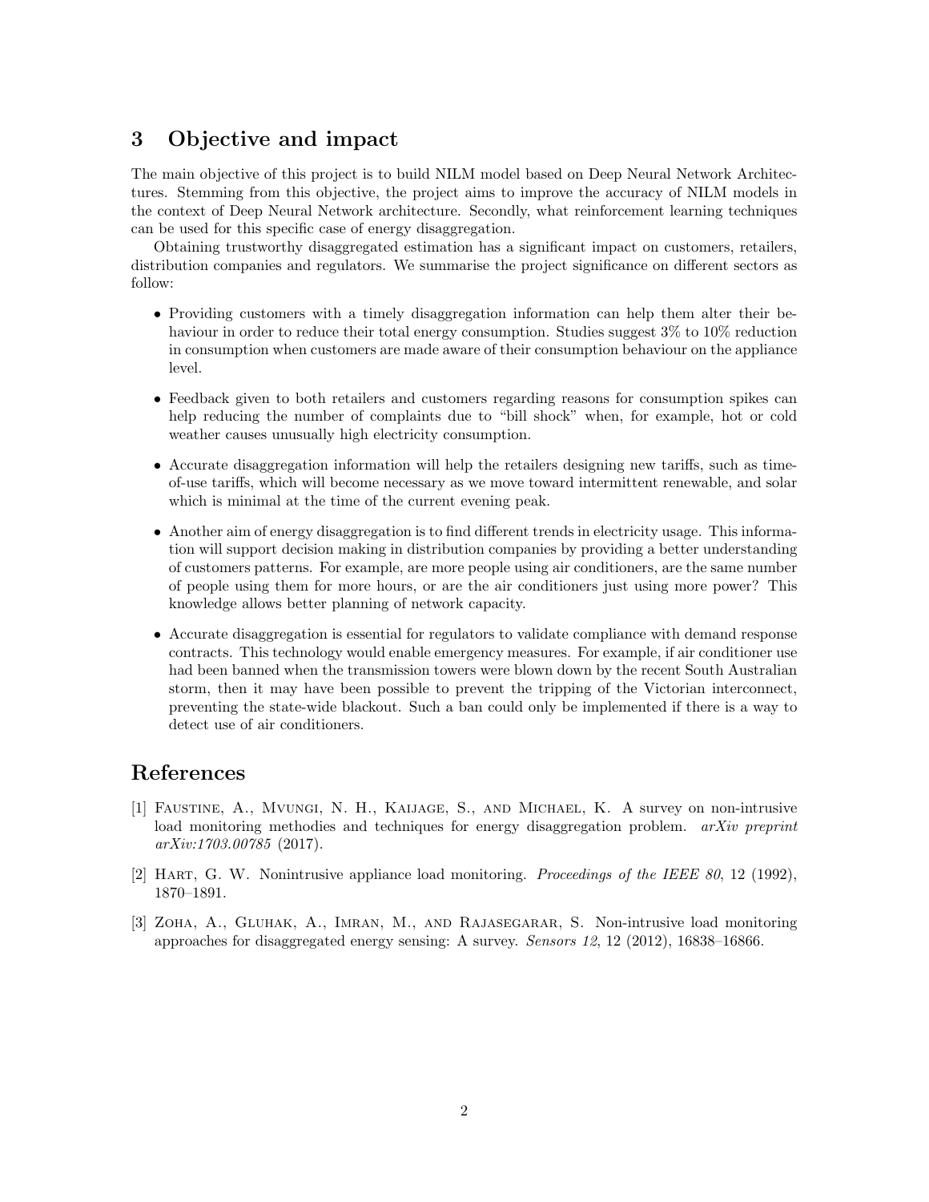## 3 Objective and impact

The main objective of this project is to build NILM model based on Deep Neural Network Architectures. Stemming from this objective, the project aims to improve the accuracy of NILM models in the context of Deep Neural Network architecture. Secondly, what reinforcement learning techniques can be used for this specific case of energy disaggregation.

Obtaining trustworthy disaggregated estimation has a significant impact on customers, retailers, distribution companies and regulators. We summarise the project significance on different sectors as follow:

- Providing customers with a timely disaggregation information can help them alter their behaviour in order to reduce their total energy consumption. Studies suggest 3% to 10% reduction in consumption when customers are made aware of their consumption behaviour on the appliance level.
- Feedback given to both retailers and customers regarding reasons for consumption spikes can help reducing the number of complaints due to "bill shock" when, for example, hot or cold weather causes unusually high electricity consumption.
- Accurate disaggregation information will help the retailers designing new tariffs, such as time-of-use tariffs, which will become necessary as we move toward intermittent renewable, and solar which is minimal at the time of the current evening peak.
- Another aim of energy disaggregation is to find different trends in electricity usage. This information will support decision making in distribution companies by providing a better understanding of customers patterns. For example, are more people using air conditioners, are the same number of people using them for more hours, or are the air conditioners just using more power? This knowledge allows better planning of network capacity.
- Accurate disaggregation is essential for regulators to validate compliance with demand response contracts. This technology would enable emergency measures. For example, if air conditioner use had been banned when the transmission towers were blown down by the recent South Australian storm, then it may have been possible to prevent the tripping of the Victorian interconnect, preventing the state-wide blackout. Such a ban could only be implemented if there is a way to detect use of air conditioners.

## References

[1] Faustine, A., Mvungi, N. H., Kaijage, S., and Michael, K. A survey on non-intrusive load monitoring methodies and techniques for energy disaggregation problem. *arXiv preprint arXiv:1703.00785* (2017).

[2] Hart, G. W. Nonintrusive appliance load monitoring. *Proceedings of the IEEE 80*, 12 (1992), 1870–1891.

[3] Zoha, A., Gluhak, A., Imran, M., and Rajasegarar, S. Non-intrusive load monitoring approaches for disaggregated energy sensing: A survey. *Sensors 12*, 12 (2012), 16838–16866.